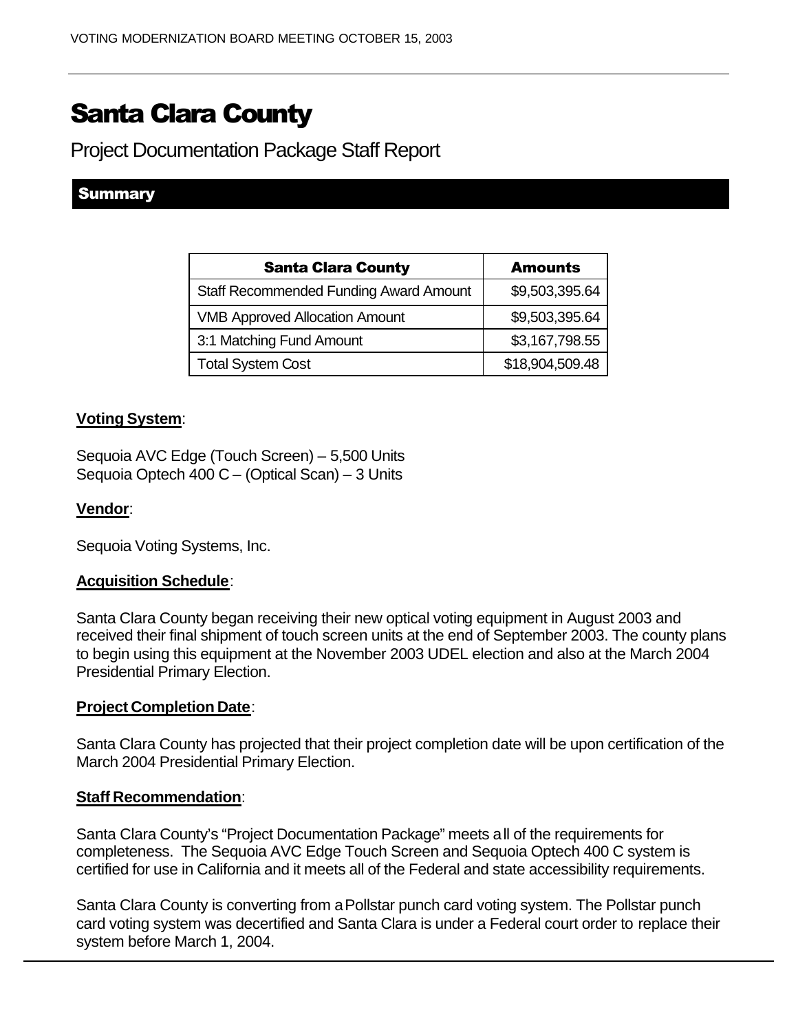# Santa Clara County

Project Documentation Package Staff Report

## Summary

| Santa Clara County | Amounts |
|---|---|
| Staff Recommended Funding Award Amount | $9,503,395.64 |
| VMB Approved Allocation Amount | $9,503,395.64 |
| 3:1 Matching Fund Amount | $3,167,798.55 |
| Total System Cost | $18,904,509.48 |

**Voting System**:

Sequoia AVC Edge (Touch Screen) – 5,500 Units
Sequoia Optech 400 C – (Optical Scan) – 3 Units

**Vendor**:

Sequoia Voting Systems, Inc.

**Acquisition Schedule**:

Santa Clara County began receiving their new optical voting equipment in August 2003 and received their final shipment of touch screen units at the end of September 2003. The county plans to begin using this equipment at the November 2003 UDEL election and also at the March 2004 Presidential Primary Election.

**Project Completion Date**:

Santa Clara County has projected that their project completion date will be upon certification of the March 2004 Presidential Primary Election.

**Staff Recommendation**:

Santa Clara County's "Project Documentation Package" meets all of the requirements for completeness. The Sequoia AVC Edge Touch Screen and Sequoia Optech 400 C system is certified for use in California and it meets all of the Federal and state accessibility requirements.

Santa Clara County is converting from a Pollstar punch card voting system. The Pollstar punch card voting system was decertified and Santa Clara is under a Federal court order to replace their system before March 1, 2004.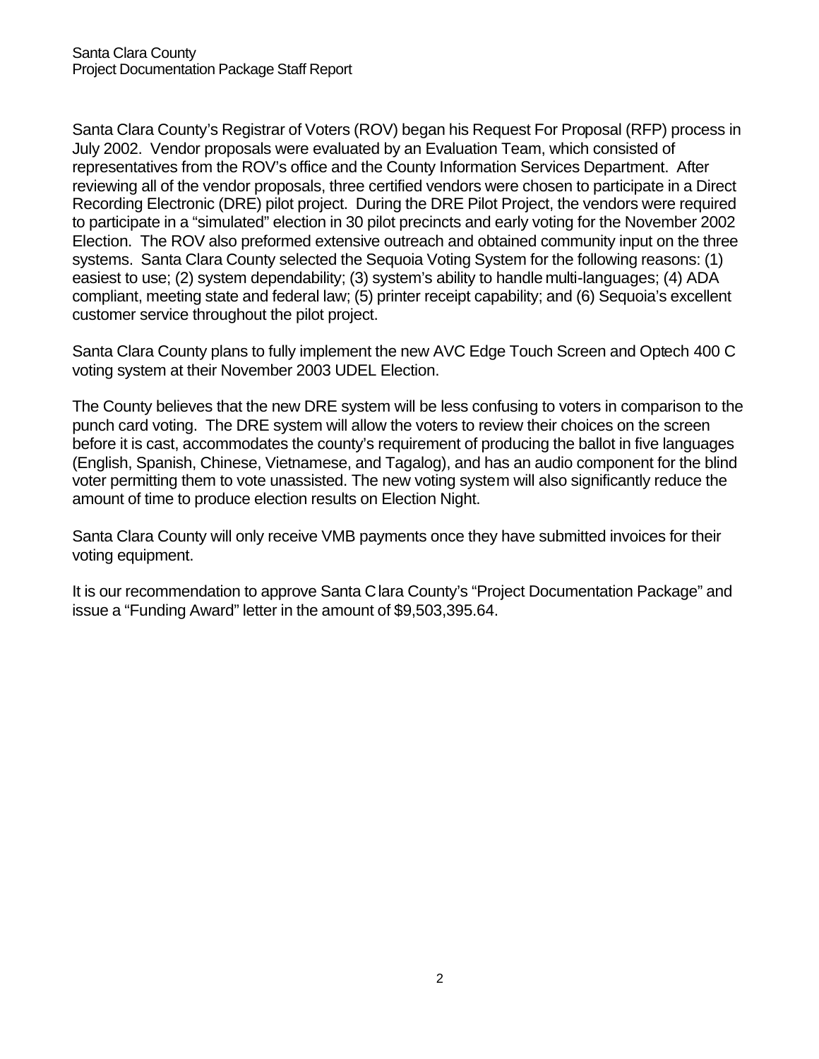Santa Clara County's Registrar of Voters (ROV) began his Request For Proposal (RFP) process in July 2002. Vendor proposals were evaluated by an Evaluation Team, which consisted of representatives from the ROV's office and the County Information Services Department. After reviewing all of the vendor proposals, three certified vendors were chosen to participate in a Direct Recording Electronic (DRE) pilot project. During the DRE Pilot Project, the vendors were required to participate in a "simulated" election in 30 pilot precincts and early voting for the November 2002 Election. The ROV also preformed extensive outreach and obtained community input on the three systems. Santa Clara County selected the Sequoia Voting System for the following reasons: (1) easiest to use; (2) system dependability; (3) system's ability to handle multi-languages; (4) ADA compliant, meeting state and federal law; (5) printer receipt capability; and (6) Sequoia's excellent customer service throughout the pilot project.

Santa Clara County plans to fully implement the new AVC Edge Touch Screen and Optech 400 C voting system at their November 2003 UDEL Election.

The County believes that the new DRE system will be less confusing to voters in comparison to the punch card voting. The DRE system will allow the voters to review their choices on the screen before it is cast, accommodates the county's requirement of producing the ballot in five languages (English, Spanish, Chinese, Vietnamese, and Tagalog), and has an audio component for the blind voter permitting them to vote unassisted. The new voting system will also significantly reduce the amount of time to produce election results on Election Night.

Santa Clara County will only receive VMB payments once they have submitted invoices for their voting equipment.

It is our recommendation to approve Santa Clara County's "Project Documentation Package" and issue a "Funding Award" letter in the amount of $9,503,395.64.